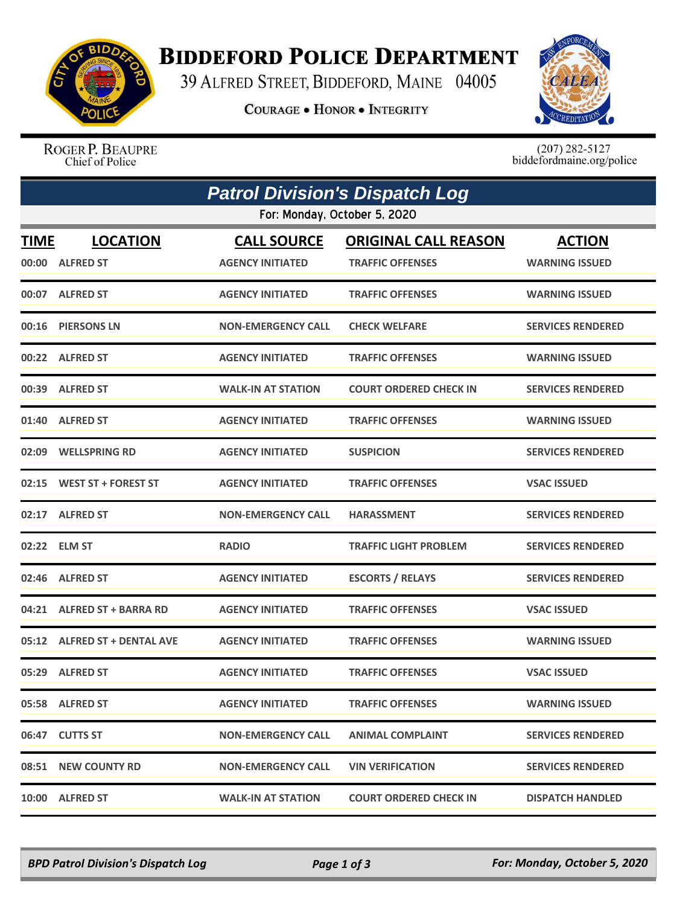# BIDDEFORD POLICE DEPARTMENT

39 ALFRED STREET, BIDDEFORD, MAINE 04005

COURAGE • HONOR • INTEGRITY

ROGER P. BEAUPRE
Chief of Police

(207) 282-5127
biddefordmaine.org/police

## Patrol Division's Dispatch Log

For: Monday, October 5, 2020

| TIME | LOCATION | CALL SOURCE | ORIGINAL CALL REASON | ACTION |
|---|---|---|---|---|
| 00:00 | ALFRED ST | AGENCY INITIATED | TRAFFIC OFFENSES | WARNING ISSUED |
| 00:07 | ALFRED ST | AGENCY INITIATED | TRAFFIC OFFENSES | WARNING ISSUED |
| 00:16 | PIERSONS LN | NON-EMERGENCY CALL | CHECK WELFARE | SERVICES RENDERED |
| 00:22 | ALFRED ST | AGENCY INITIATED | TRAFFIC OFFENSES | WARNING ISSUED |
| 00:39 | ALFRED ST | WALK-IN AT STATION | COURT ORDERED CHECK IN | SERVICES RENDERED |
| 01:40 | ALFRED ST | AGENCY INITIATED | TRAFFIC OFFENSES | WARNING ISSUED |
| 02:09 | WELLSPRING RD | AGENCY INITIATED | SUSPICION | SERVICES RENDERED |
| 02:15 | WEST ST + FOREST ST | AGENCY INITIATED | TRAFFIC OFFENSES | VSAC ISSUED |
| 02:17 | ALFRED ST | NON-EMERGENCY CALL | HARASSMENT | SERVICES RENDERED |
| 02:22 | ELM ST | RADIO | TRAFFIC LIGHT PROBLEM | SERVICES RENDERED |
| 02:46 | ALFRED ST | AGENCY INITIATED | ESCORTS / RELAYS | SERVICES RENDERED |
| 04:21 | ALFRED ST + BARRA RD | AGENCY INITIATED | TRAFFIC OFFENSES | VSAC ISSUED |
| 05:12 | ALFRED ST + DENTAL AVE | AGENCY INITIATED | TRAFFIC OFFENSES | WARNING ISSUED |
| 05:29 | ALFRED ST | AGENCY INITIATED | TRAFFIC OFFENSES | VSAC ISSUED |
| 05:58 | ALFRED ST | AGENCY INITIATED | TRAFFIC OFFENSES | WARNING ISSUED |
| 06:47 | CUTTS ST | NON-EMERGENCY CALL | ANIMAL COMPLAINT | SERVICES RENDERED |
| 08:51 | NEW COUNTY RD | NON-EMERGENCY CALL | VIN VERIFICATION | SERVICES RENDERED |
| 10:00 | ALFRED ST | WALK-IN AT STATION | COURT ORDERED CHECK IN | DISPATCH HANDLED |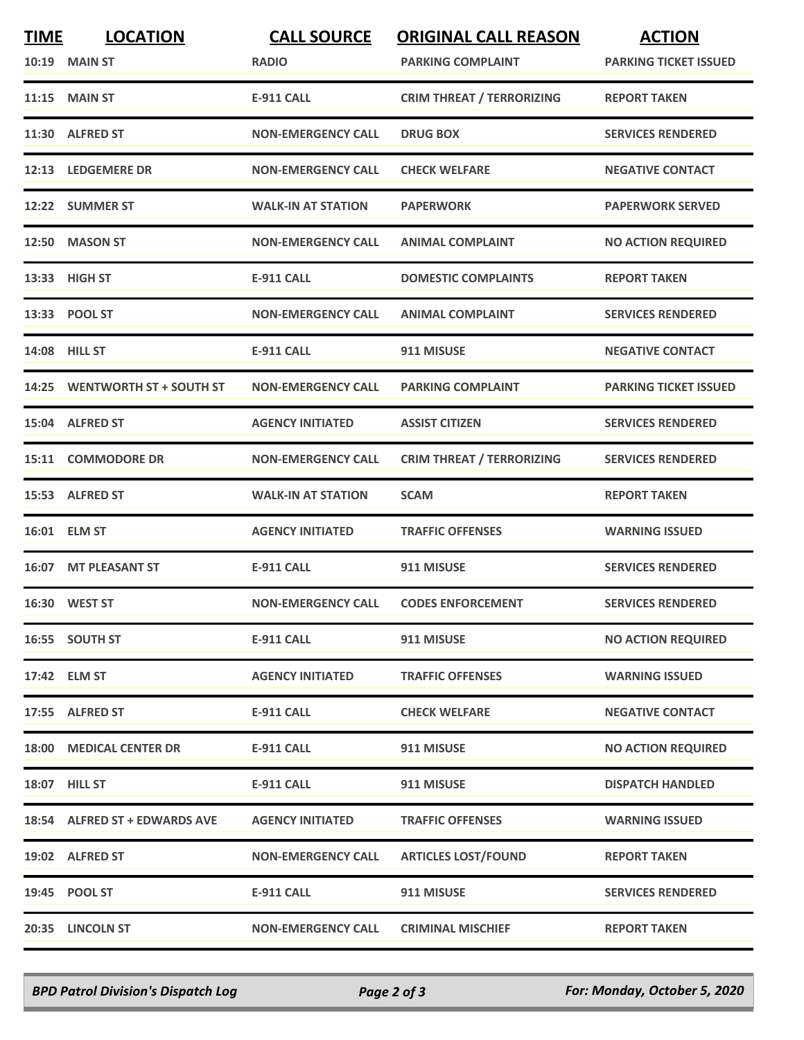| TIME | LOCATION | CALL SOURCE | ORIGINAL CALL REASON | ACTION |
|---|---|---|---|---|
| 10:19 | MAIN ST | RADIO | PARKING COMPLAINT | PARKING TICKET ISSUED |
| 11:15 | MAIN ST | E-911 CALL | CRIM THREAT / TERRORIZING | REPORT TAKEN |
| 11:30 | ALFRED ST | NON-EMERGENCY CALL | DRUG BOX | SERVICES RENDERED |
| 12:13 | LEDGEMERE DR | NON-EMERGENCY CALL | CHECK WELFARE | NEGATIVE CONTACT |
| 12:22 | SUMMER ST | WALK-IN AT STATION | PAPERWORK | PAPERWORK SERVED |
| 12:50 | MASON ST | NON-EMERGENCY CALL | ANIMAL COMPLAINT | NO ACTION REQUIRED |
| 13:33 | HIGH ST | E-911 CALL | DOMESTIC COMPLAINTS | REPORT TAKEN |
| 13:33 | POOL ST | NON-EMERGENCY CALL | ANIMAL COMPLAINT | SERVICES RENDERED |
| 14:08 | HILL ST | E-911 CALL | 911 MISUSE | NEGATIVE CONTACT |
| 14:25 | WENTWORTH ST + SOUTH ST | NON-EMERGENCY CALL | PARKING COMPLAINT | PARKING TICKET ISSUED |
| 15:04 | ALFRED ST | AGENCY INITIATED | ASSIST CITIZEN | SERVICES RENDERED |
| 15:11 | COMMODORE DR | NON-EMERGENCY CALL | CRIM THREAT / TERRORIZING | SERVICES RENDERED |
| 15:53 | ALFRED ST | WALK-IN AT STATION | SCAM | REPORT TAKEN |
| 16:01 | ELM ST | AGENCY INITIATED | TRAFFIC OFFENSES | WARNING ISSUED |
| 16:07 | MT PLEASANT ST | E-911 CALL | 911 MISUSE | SERVICES RENDERED |
| 16:30 | WEST ST | NON-EMERGENCY CALL | CODES ENFORCEMENT | SERVICES RENDERED |
| 16:55 | SOUTH ST | E-911 CALL | 911 MISUSE | NO ACTION REQUIRED |
| 17:42 | ELM ST | AGENCY INITIATED | TRAFFIC OFFENSES | WARNING ISSUED |
| 17:55 | ALFRED ST | E-911 CALL | CHECK WELFARE | NEGATIVE CONTACT |
| 18:00 | MEDICAL CENTER DR | E-911 CALL | 911 MISUSE | NO ACTION REQUIRED |
| 18:07 | HILL ST | E-911 CALL | 911 MISUSE | DISPATCH HANDLED |
| 18:54 | ALFRED ST + EDWARDS AVE | AGENCY INITIATED | TRAFFIC OFFENSES | WARNING ISSUED |
| 19:02 | ALFRED ST | NON-EMERGENCY CALL | ARTICLES LOST/FOUND | REPORT TAKEN |
| 19:45 | POOL ST | E-911 CALL | 911 MISUSE | SERVICES RENDERED |
| 20:35 | LINCOLN ST | NON-EMERGENCY CALL | CRIMINAL MISCHIEF | REPORT TAKEN |

*BPD Patrol Division's Dispatch Log* — *For: Monday, October 5, 2020*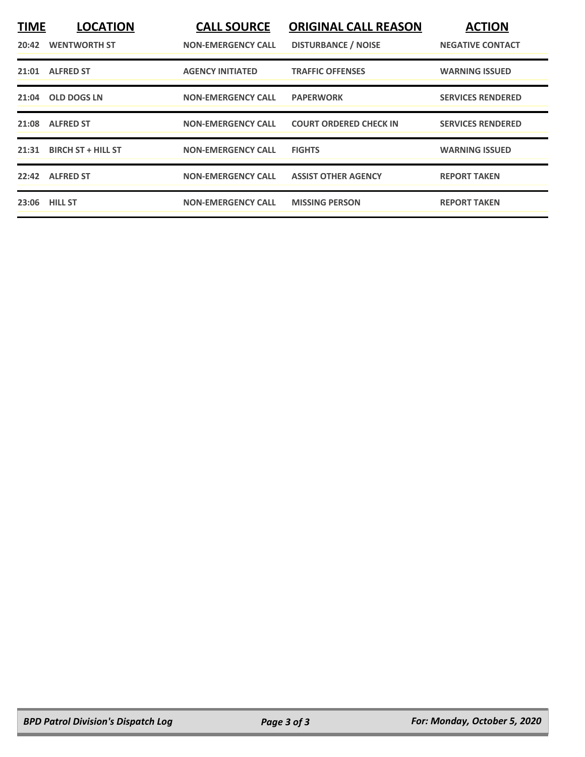| TIME | LOCATION | CALL SOURCE | ORIGINAL CALL REASON | ACTION |
|---|---|---|---|---|
| 20:42 | WENTWORTH ST | NON-EMERGENCY CALL | DISTURBANCE / NOISE | NEGATIVE CONTACT |
| 21:01 | ALFRED ST | AGENCY INITIATED | TRAFFIC OFFENSES | WARNING ISSUED |
| 21:04 | OLD DOGS LN | NON-EMERGENCY CALL | PAPERWORK | SERVICES RENDERED |
| 21:08 | ALFRED ST | NON-EMERGENCY CALL | COURT ORDERED CHECK IN | SERVICES RENDERED |
| 21:31 | BIRCH ST + HILL ST | NON-EMERGENCY CALL | FIGHTS | WARNING ISSUED |
| 22:42 | ALFRED ST | NON-EMERGENCY CALL | ASSIST OTHER AGENCY | REPORT TAKEN |
| 23:06 | HILL ST | NON-EMERGENCY CALL | MISSING PERSON | REPORT TAKEN |